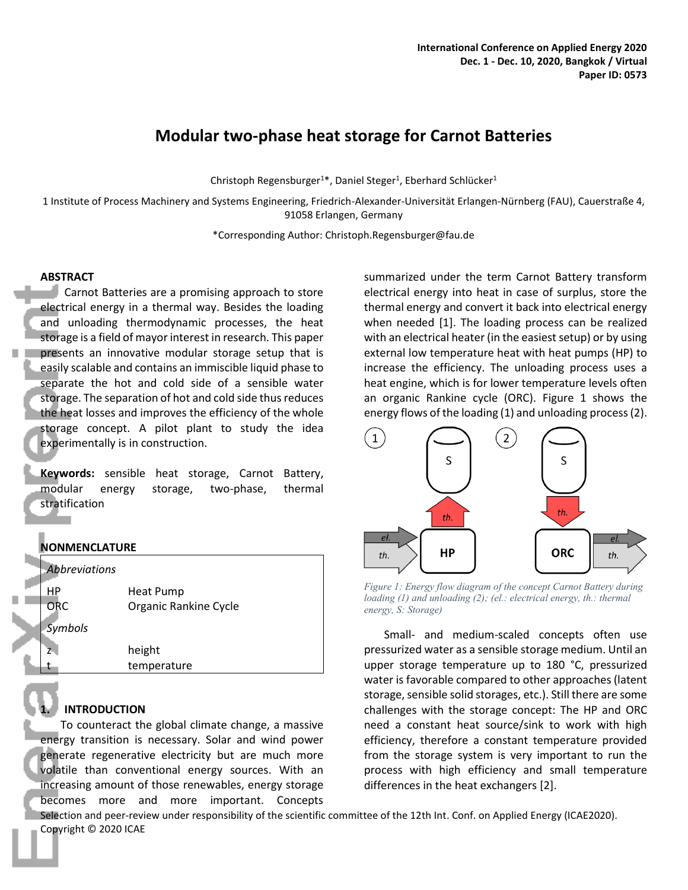# Modular two-phase heat storage for Carnot Batteries

Christoph Regensburger[1]*, Daniel Steger[1], Eberhard Schlücker[1]

1 Institute of Process Machinery and Systems Engineering, Friedrich-Alexander-Universität Erlangen-Nürnberg (FAU), Cauerstraße 4, 91058 Erlangen, Germany

*Corresponding Author: Christoph.Regensburger@fau.de

## ABSTRACT

Carnot Batteries are a promising approach to store electrical energy in a thermal way. Besides the loading and unloading thermodynamic processes, the heat storage is a field of mayor interest in research. This paper presents an innovative modular storage setup that is easily scalable and contains an immiscible liquid phase to separate the hot and cold side of a sensible water storage. The separation of hot and cold side thus reduces the heat losses and improves the efficiency of the whole storage concept. A pilot plant to study the idea experimentally is in construction.

**Keywords:** sensible heat storage, Carnot Battery, modular energy storage, two-phase, thermal stratification

## NONMENCLATURE

| | |
|---|---|
| *Abbreviations* | |
| HP | Heat Pump |
| ORC | Organic Rankine Cycle |
| *Symbols* | |
| z | height |
| t | temperature |

## 1. INTRODUCTION

To counteract the global climate change, a massive energy transition is necessary. Solar and wind power generate regenerative electricity but are much more volatile than conventional energy sources. With an increasing amount of those renewables, energy storage becomes more and more important. Concepts summarized under the term Carnot Battery transform electrical energy into heat in case of surplus, store the thermal energy and convert it back into electrical energy when needed [1]. The loading process can be realized with an electrical heater (in the easiest setup) or by using external low temperature heat with heat pumps (HP) to increase the efficiency. The unloading process uses a heat engine, which is for lower temperature levels often an organic Rankine cycle (ORC). Figure 1 shows the energy flows of the loading (1) and unloading process (2).

*Figure 1: Energy flow diagram of the concept Carnot Battery during loading (1) and unloading (2); (el.: electrical energy, th.: thermal energy, S: Storage)*

Small- and medium-scaled concepts often use pressurized water as a sensible storage medium. Until an upper storage temperature up to 180 °C, pressurized water is favorable compared to other approaches (latent storage, sensible solid storages, etc.). Still there are some challenges with the storage concept: The HP and ORC need a constant heat source/sink to work with high efficiency, therefore a constant temperature provided from the storage system is very important to run the process with high efficiency and small temperature differences in the heat exchangers [2].

Selection and peer-review under responsibility of the scientific committee of the 12th Int. Conf. on Applied Energy (ICAE2020).
Copyright © 2020 ICAE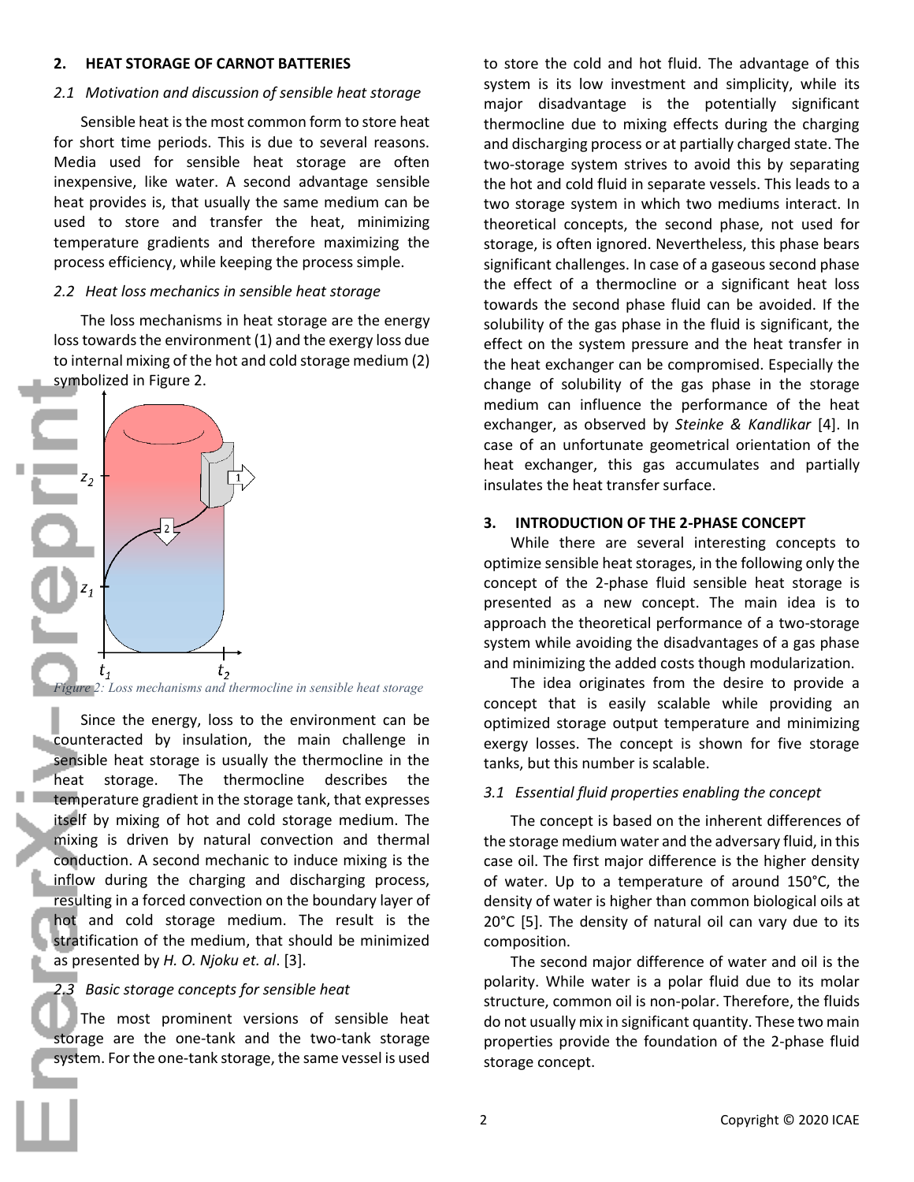## 2. HEAT STORAGE OF CARNOT BATTERIES

### *2.1 Motivation and discussion of sensible heat storage*

Sensible heat is the most common form to store heat for short time periods. This is due to several reasons. Media used for sensible heat storage are often inexpensive, like water. A second advantage sensible heat provides is, that usually the same medium can be used to store and transfer the heat, minimizing temperature gradients and therefore maximizing the process efficiency, while keeping the process simple.

### *2.2 Heat loss mechanics in sensible heat storage*

The loss mechanisms in heat storage are the energy loss towards the environment (1) and the exergy loss due to internal mixing of the hot and cold storage medium (2) symbolized in Figure 2.

*Figure 2: Loss mechanisms and thermocline in sensible heat storage*

Since the energy, loss to the environment can be counteracted by insulation, the main challenge in sensible heat storage is usually the thermocline in the heat storage. The thermocline describes the temperature gradient in the storage tank, that expresses itself by mixing of hot and cold storage medium. The mixing is driven by natural convection and thermal conduction. A second mechanic to induce mixing is the inflow during the charging and discharging process, resulting in a forced convection on the boundary layer of hot and cold storage medium. The result is the stratification of the medium, that should be minimized as presented by *H. O. Njoku et. al*. [3].

### *2.3 Basic storage concepts for sensible heat*

The most prominent versions of sensible heat storage are the one-tank and the two-tank storage system. For the one-tank storage, the same vessel is used to store the cold and hot fluid. The advantage of this system is its low investment and simplicity, while its major disadvantage is the potentially significant thermocline due to mixing effects during the charging and discharging process or at partially charged state. The two-storage system strives to avoid this by separating the hot and cold fluid in separate vessels. This leads to a two storage system in which two mediums interact. In theoretical concepts, the second phase, not used for storage, is often ignored. Nevertheless, this phase bears significant challenges. In case of a gaseous second phase the effect of a thermocline or a significant heat loss towards the second phase fluid can be avoided. If the solubility of the gas phase in the fluid is significant, the effect on the system pressure and the heat transfer in the heat exchanger can be compromised. Especially the change of solubility of the gas phase in the storage medium can influence the performance of the heat exchanger, as observed by *Steinke & Kandlikar* [4]. In case of an unfortunate geometrical orientation of the heat exchanger, this gas accumulates and partially insulates the heat transfer surface.

## 3. INTRODUCTION OF THE 2-PHASE CONCEPT

While there are several interesting concepts to optimize sensible heat storages, in the following only the concept of the 2-phase fluid sensible heat storage is presented as a new concept. The main idea is to approach the theoretical performance of a two-storage system while avoiding the disadvantages of a gas phase and minimizing the added costs though modularization.

The idea originates from the desire to provide a concept that is easily scalable while providing an optimized storage output temperature and minimizing exergy losses. The concept is shown for five storage tanks, but this number is scalable.

### *3.1 Essential fluid properties enabling the concept*

The concept is based on the inherent differences of the storage medium water and the adversary fluid, in this case oil. The first major difference is the higher density of water. Up to a temperature of around 150°C, the density of water is higher than common biological oils at 20°C [5]. The density of natural oil can vary due to its composition.

The second major difference of water and oil is the polarity. While water is a polar fluid due to its molar structure, common oil is non-polar. Therefore, the fluids do not usually mix in significant quantity. These two main properties provide the foundation of the 2-phase fluid storage concept.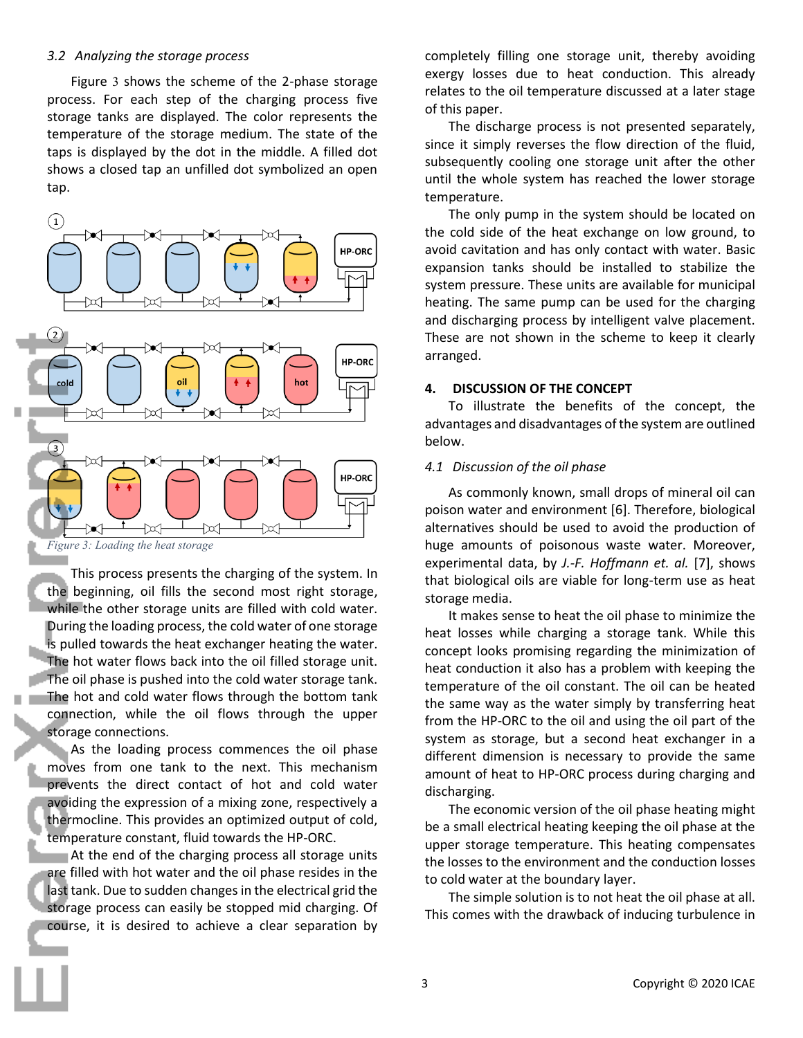### 3.2 Analyzing the storage process

Figure 3 shows the scheme of the 2-phase storage process. For each step of the charging process five storage tanks are displayed. The color represents the temperature of the storage medium. The state of the taps is displayed by the dot in the middle. A filled dot shows a closed tap an unfilled dot symbolized an open tap.

*Figure 3: Loading the heat storage*

This process presents the charging of the system. In the beginning, oil fills the second most right storage, while the other storage units are filled with cold water. During the loading process, the cold water of one storage is pulled towards the heat exchanger heating the water. The hot water flows back into the oil filled storage unit. The oil phase is pushed into the cold water storage tank. The hot and cold water flows through the bottom tank connection, while the oil flows through the upper storage connections.

As the loading process commences the oil phase moves from one tank to the next. This mechanism prevents the direct contact of hot and cold water avoiding the expression of a mixing zone, respectively a thermocline. This provides an optimized output of cold, temperature constant, fluid towards the HP-ORC.

At the end of the charging process all storage units are filled with hot water and the oil phase resides in the last tank. Due to sudden changes in the electrical grid the storage process can easily be stopped mid charging. Of course, it is desired to achieve a clear separation by completely filling one storage unit, thereby avoiding exergy losses due to heat conduction. This already relates to the oil temperature discussed at a later stage of this paper.

The discharge process is not presented separately, since it simply reverses the flow direction of the fluid, subsequently cooling one storage unit after the other until the whole system has reached the lower storage temperature.

The only pump in the system should be located on the cold side of the heat exchange on low ground, to avoid cavitation and has only contact with water. Basic expansion tanks should be installed to stabilize the system pressure. These units are available for municipal heating. The same pump can be used for the charging and discharging process by intelligent valve placement. These are not shown in the scheme to keep it clearly arranged.

## 4. DISCUSSION OF THE CONCEPT

To illustrate the benefits of the concept, the advantages and disadvantages of the system are outlined below.

### 4.1 Discussion of the oil phase

As commonly known, small drops of mineral oil can poison water and environment [6]. Therefore, biological alternatives should be used to avoid the production of huge amounts of poisonous waste water. Moreover, experimental data, by *J.-F. Hoffmann et. al.* [7], shows that biological oils are viable for long-term use as heat storage media.

It makes sense to heat the oil phase to minimize the heat losses while charging a storage tank. While this concept looks promising regarding the minimization of heat conduction it also has a problem with keeping the temperature of the oil constant. The oil can be heated the same way as the water simply by transferring heat from the HP-ORC to the oil and using the oil part of the system as storage, but a second heat exchanger in a different dimension is necessary to provide the same amount of heat to HP-ORC process during charging and discharging.

The economic version of the oil phase heating might be a small electrical heating keeping the oil phase at the upper storage temperature. This heating compensates the losses to the environment and the conduction losses to cold water at the boundary layer.

The simple solution is to not heat the oil phase at all. This comes with the drawback of inducing turbulence in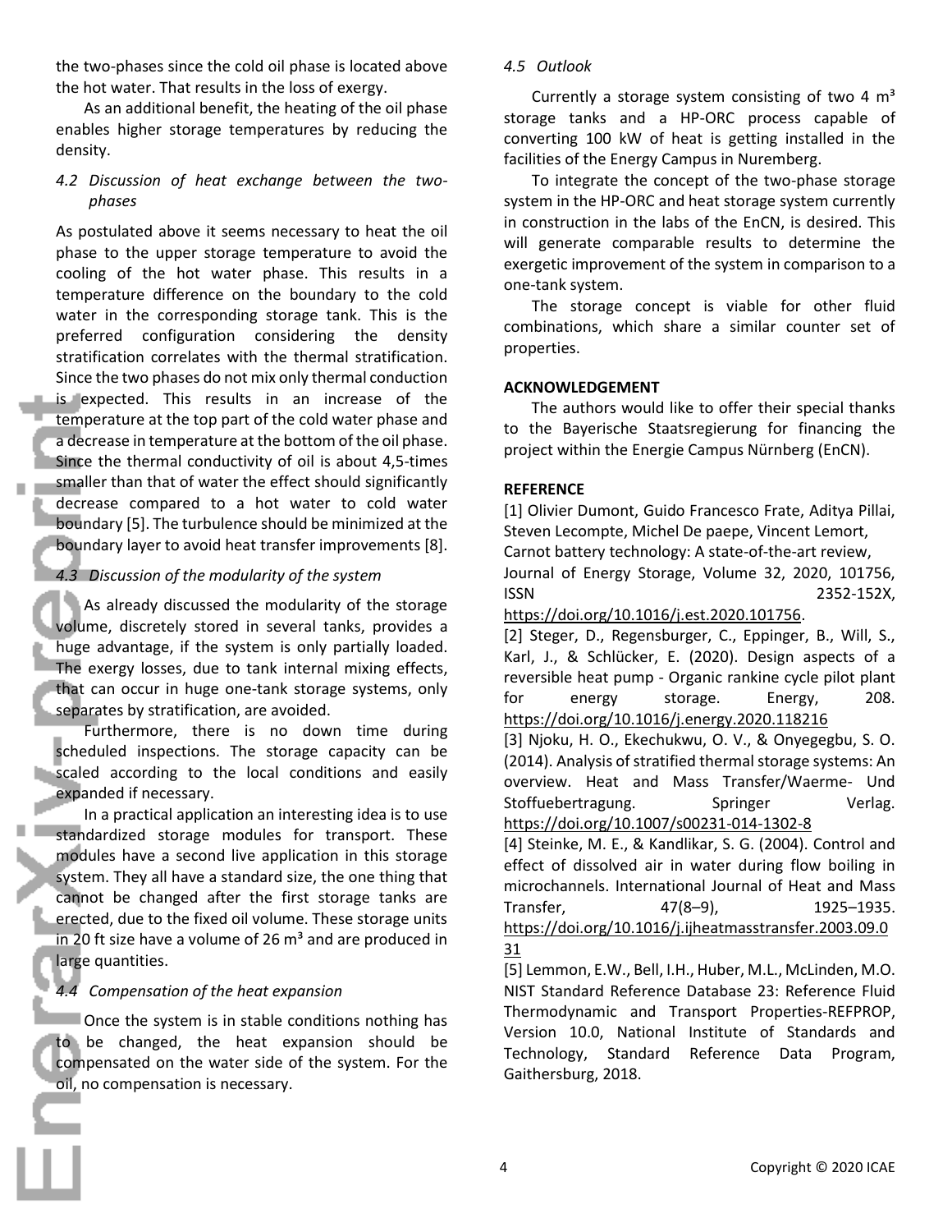the two-phases since the cold oil phase is located above the hot water. That results in the loss of exergy.

As an additional benefit, the heating of the oil phase enables higher storage temperatures by reducing the density.

### *4.2 Discussion of heat exchange between the two-phases*

As postulated above it seems necessary to heat the oil phase to the upper storage temperature to avoid the cooling of the hot water phase. This results in a temperature difference on the boundary to the cold water in the corresponding storage tank. This is the preferred configuration considering the density stratification correlates with the thermal stratification. Since the two phases do not mix only thermal conduction is expected. This results in an increase of the temperature at the top part of the cold water phase and a decrease in temperature at the bottom of the oil phase. Since the thermal conductivity of oil is about 4,5-times smaller than that of water the effect should significantly decrease compared to a hot water to cold water boundary [5]. The turbulence should be minimized at the boundary layer to avoid heat transfer improvements [8].

### *4.3 Discussion of the modularity of the system*

As already discussed the modularity of the storage volume, discretely stored in several tanks, provides a huge advantage, if the system is only partially loaded. The exergy losses, due to tank internal mixing effects, that can occur in huge one-tank storage systems, only separates by stratification, are avoided.

Furthermore, there is no down time during scheduled inspections. The storage capacity can be scaled according to the local conditions and easily expanded if necessary.

In a practical application an interesting idea is to use standardized storage modules for transport. These modules have a second live application in this storage system. They all have a standard size, the one thing that cannot be changed after the first storage tanks are erected, due to the fixed oil volume. These storage units in 20 ft size have a volume of 26 m³ and are produced in large quantities.

### *4.4 Compensation of the heat expansion*

Once the system is in stable conditions nothing has to be changed, the heat expansion should be compensated on the water side of the system. For the oil, no compensation is necessary.

### *4.5 Outlook*

Currently a storage system consisting of two 4 m³ storage tanks and a HP-ORC process capable of converting 100 kW of heat is getting installed in the facilities of the Energy Campus in Nuremberg.

To integrate the concept of the two-phase storage system in the HP-ORC and heat storage system currently in construction in the labs of the EnCN, is desired. This will generate comparable results to determine the exergetic improvement of the system in comparison to a one-tank system.

The storage concept is viable for other fluid combinations, which share a similar counter set of properties.

## ACKNOWLEDGEMENT

The authors would like to offer their special thanks to the Bayerische Staatsregierung for financing the project within the Energie Campus Nürnberg (EnCN).

## REFERENCE

[1] Olivier Dumont, Guido Francesco Frate, Aditya Pillai, Steven Lecompte, Michel De paepe, Vincent Lemort, Carnot battery technology: A state-of-the-art review, Journal of Energy Storage, Volume 32, 2020, 101756, ISSN 2352-152X, https://doi.org/10.1016/j.est.2020.101756.

[2] Steger, D., Regensburger, C., Eppinger, B., Will, S., Karl, J., & Schlücker, E. (2020). Design aspects of a reversible heat pump - Organic rankine cycle pilot plant for energy storage. Energy, 208. https://doi.org/10.1016/j.energy.2020.118216

[3] Njoku, H. O., Ekechukwu, O. V., & Onyegegbu, S. O. (2014). Analysis of stratified thermal storage systems: An overview. Heat and Mass Transfer/Waerme- Und Stoffuebertragung. Springer Verlag. https://doi.org/10.1007/s00231-014-1302-8

[4] Steinke, M. E., & Kandlikar, S. G. (2004). Control and effect of dissolved air in water during flow boiling in microchannels. International Journal of Heat and Mass Transfer, 47(8–9), 1925–1935. https://doi.org/10.1016/j.ijheatmasstransfer.2003.09.031

[5] Lemmon, E.W., Bell, I.H., Huber, M.L., McLinden, M.O. NIST Standard Reference Database 23: Reference Fluid Thermodynamic and Transport Properties-REFPROP, Version 10.0, National Institute of Standards and Technology, Standard Reference Data Program, Gaithersburg, 2018.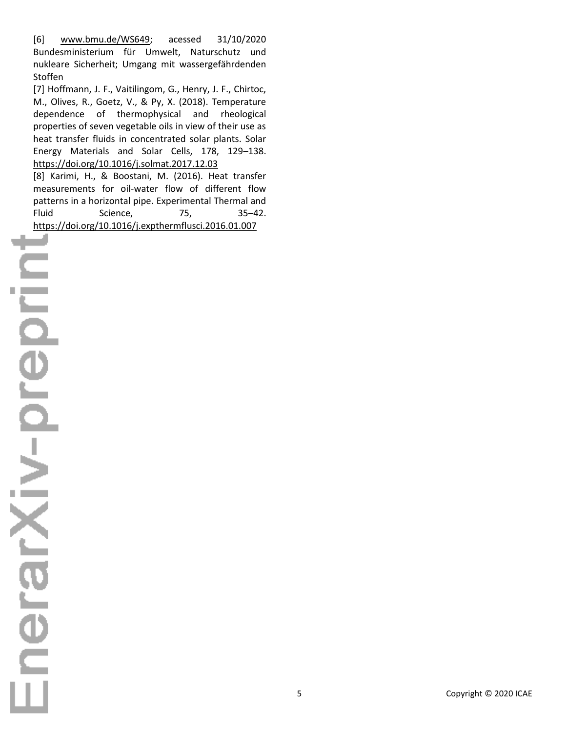[6] www.bmu.de/WS649; acessed 31/10/2020 Bundesministerium für Umwelt, Naturschutz und nukleare Sicherheit; Umgang mit wassergefährdenden Stoffen

[7] Hoffmann, J. F., Vaitilingom, G., Henry, J. F., Chirtoc, M., Olives, R., Goetz, V., & Py, X. (2018). Temperature dependence of thermophysical and rheological properties of seven vegetable oils in view of their use as heat transfer fluids in concentrated solar plants. Solar Energy Materials and Solar Cells, 178, 129–138. https://doi.org/10.1016/j.solmat.2017.12.03

[8] Karimi, H., & Boostani, M. (2016). Heat transfer measurements for oil-water flow of different flow patterns in a horizontal pipe. Experimental Thermal and Fluid Science, 75, 35–42. https://doi.org/10.1016/j.expthermflusci.2016.01.007

Copyright © 2020 ICAE